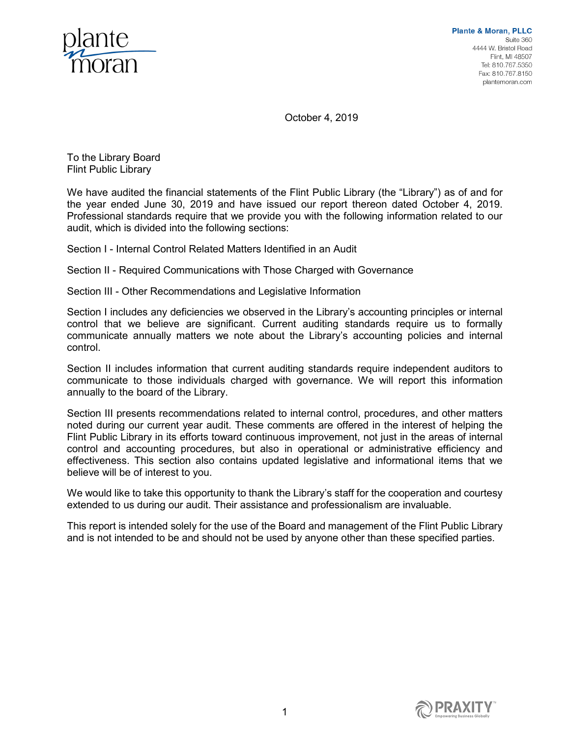Plante & Moran, PLLC
Suite 360
4444 W. Bristol Road
Flint, MI 48507
Tel: 810.767.5350
Fax: 810.767.8150
plantemoran.com

October 4, 2019

To the Library Board
Flint Public Library

We have audited the financial statements of the Flint Public Library (the "Library") as of and for the year ended June 30, 2019 and have issued our report thereon dated October 4, 2019. Professional standards require that we provide you with the following information related to our audit, which is divided into the following sections:

Section I - Internal Control Related Matters Identified in an Audit

Section II - Required Communications with Those Charged with Governance

Section III - Other Recommendations and Legislative Information

Section I includes any deficiencies we observed in the Library's accounting principles or internal control that we believe are significant. Current auditing standards require us to formally communicate annually matters we note about the Library's accounting policies and internal control.

Section II includes information that current auditing standards require independent auditors to communicate to those individuals charged with governance. We will report this information annually to the board of the Library.

Section III presents recommendations related to internal control, procedures, and other matters noted during our current year audit. These comments are offered in the interest of helping the Flint Public Library in its efforts toward continuous improvement, not just in the areas of internal control and accounting procedures, but also in operational or administrative efficiency and effectiveness. This section also contains updated legislative and informational items that we believe will be of interest to you.

We would like to take this opportunity to thank the Library's staff for the cooperation and courtesy extended to us during our audit. Their assistance and professionalism are invaluable.

This report is intended solely for the use of the Board and management of the Flint Public Library and is not intended to be and should not be used by anyone other than these specified parties.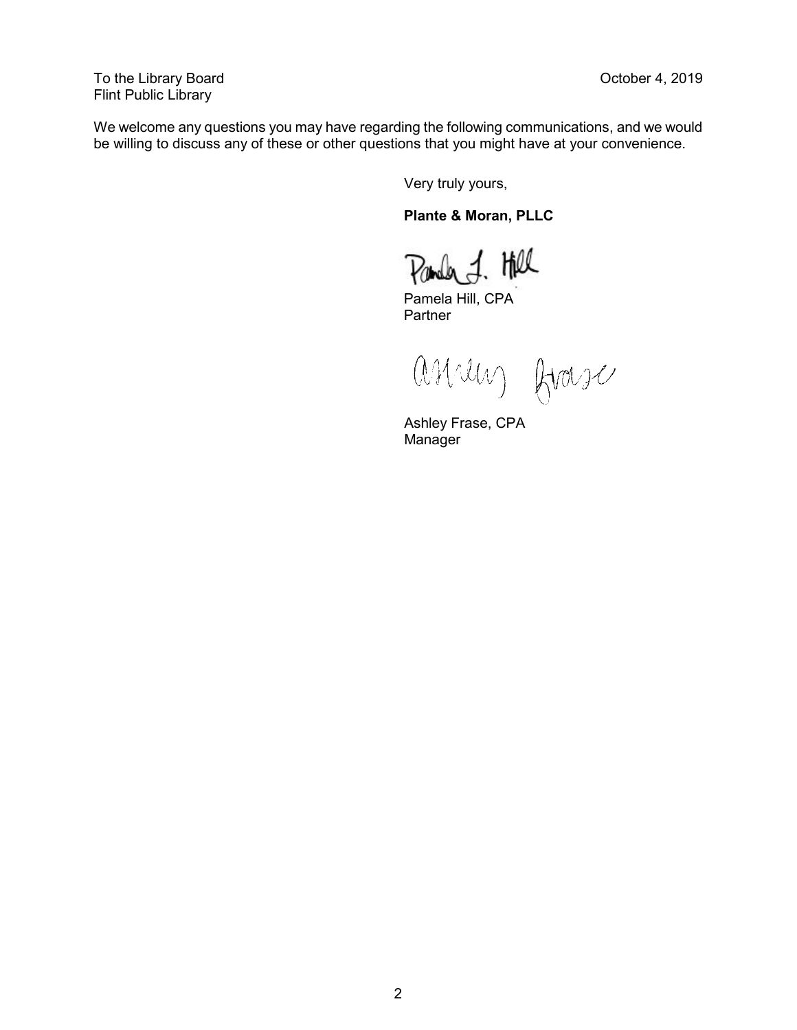To the Library Board
Flint Public Library

October 4, 2019

We welcome any questions you may have regarding the following communications, and we would be willing to discuss any of these or other questions that you might have at your convenience.

Very truly yours,

**Plante & Moran, PLLC**

Pamela J. Hill

Pamela Hill, CPA
Partner

Ashley Frase

Ashley Frase, CPA
Manager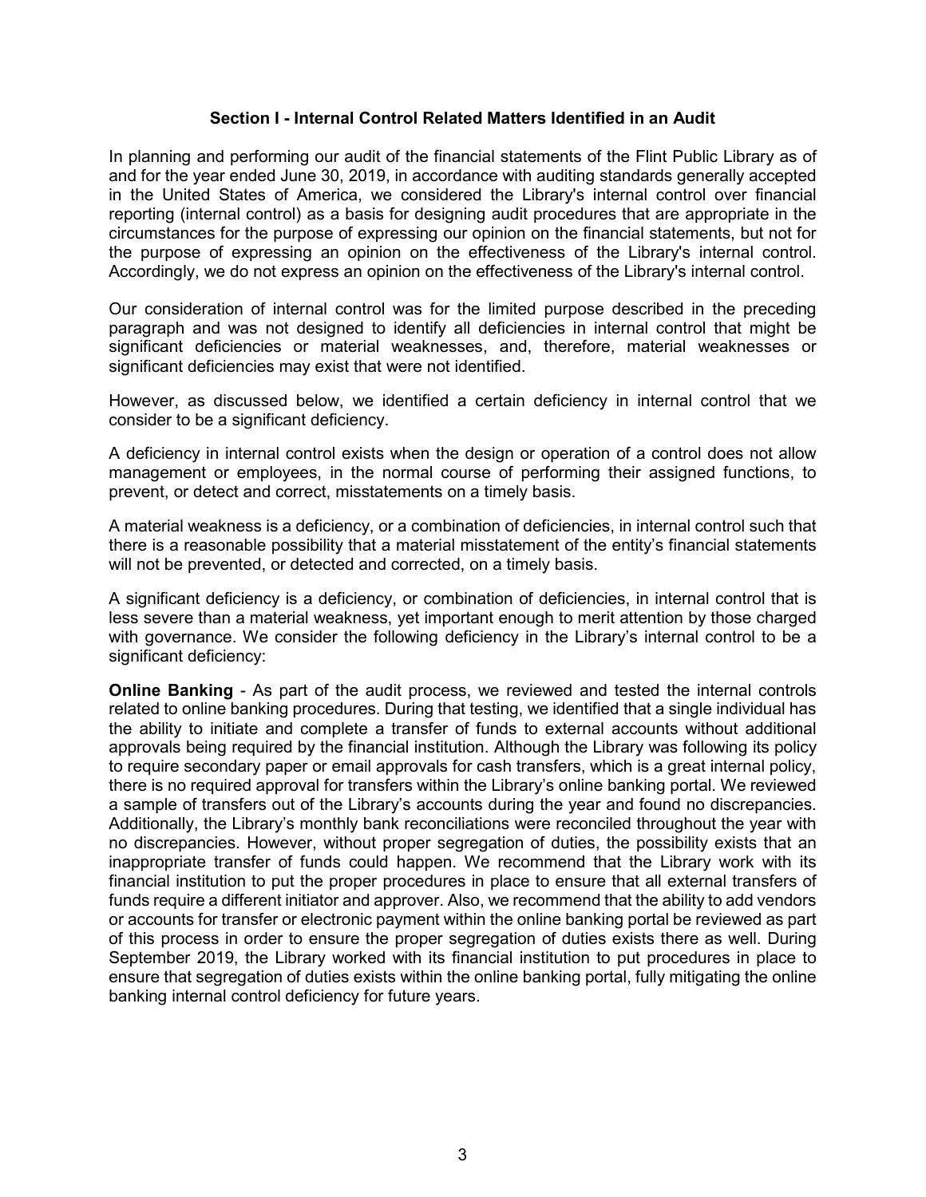## Section I - Internal Control Related Matters Identified in an Audit

In planning and performing our audit of the financial statements of the Flint Public Library as of and for the year ended June 30, 2019, in accordance with auditing standards generally accepted in the United States of America, we considered the Library's internal control over financial reporting (internal control) as a basis for designing audit procedures that are appropriate in the circumstances for the purpose of expressing our opinion on the financial statements, but not for the purpose of expressing an opinion on the effectiveness of the Library's internal control. Accordingly, we do not express an opinion on the effectiveness of the Library's internal control.

Our consideration of internal control was for the limited purpose described in the preceding paragraph and was not designed to identify all deficiencies in internal control that might be significant deficiencies or material weaknesses, and, therefore, material weaknesses or significant deficiencies may exist that were not identified.

However, as discussed below, we identified a certain deficiency in internal control that we consider to be a significant deficiency.

A deficiency in internal control exists when the design or operation of a control does not allow management or employees, in the normal course of performing their assigned functions, to prevent, or detect and correct, misstatements on a timely basis.

A material weakness is a deficiency, or a combination of deficiencies, in internal control such that there is a reasonable possibility that a material misstatement of the entity's financial statements will not be prevented, or detected and corrected, on a timely basis.

A significant deficiency is a deficiency, or combination of deficiencies, in internal control that is less severe than a material weakness, yet important enough to merit attention by those charged with governance. We consider the following deficiency in the Library's internal control to be a significant deficiency:

**Online Banking** - As part of the audit process, we reviewed and tested the internal controls related to online banking procedures. During that testing, we identified that a single individual has the ability to initiate and complete a transfer of funds to external accounts without additional approvals being required by the financial institution. Although the Library was following its policy to require secondary paper or email approvals for cash transfers, which is a great internal policy, there is no required approval for transfers within the Library's online banking portal. We reviewed a sample of transfers out of the Library's accounts during the year and found no discrepancies. Additionally, the Library's monthly bank reconciliations were reconciled throughout the year with no discrepancies. However, without proper segregation of duties, the possibility exists that an inappropriate transfer of funds could happen. We recommend that the Library work with its financial institution to put the proper procedures in place to ensure that all external transfers of funds require a different initiator and approver. Also, we recommend that the ability to add vendors or accounts for transfer or electronic payment within the online banking portal be reviewed as part of this process in order to ensure the proper segregation of duties exists there as well. During September 2019, the Library worked with its financial institution to put procedures in place to ensure that segregation of duties exists within the online banking portal, fully mitigating the online banking internal control deficiency for future years.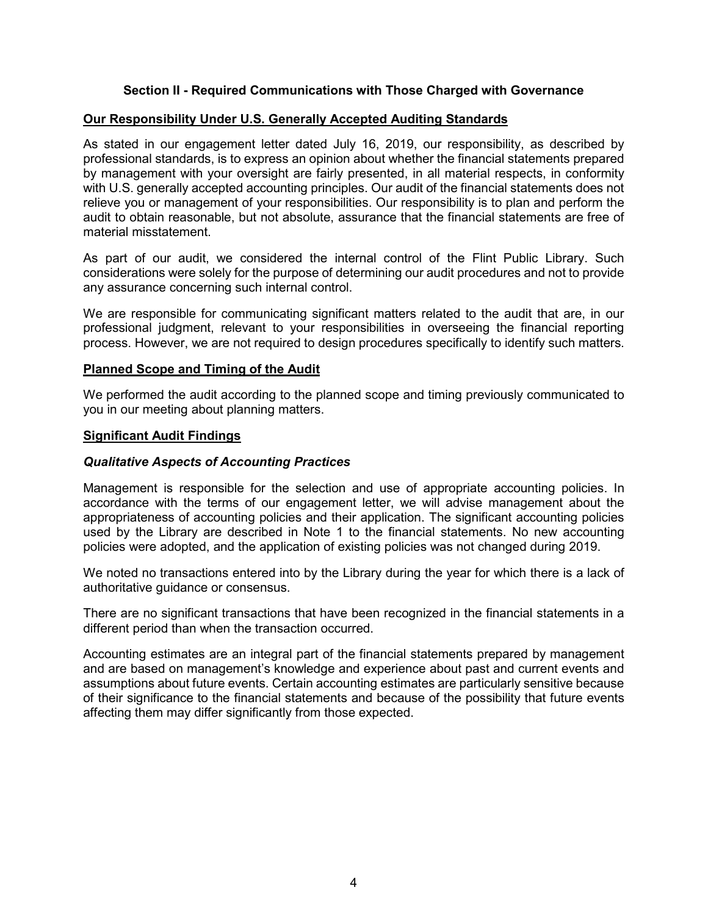## Section II - Required Communications with Those Charged with Governance

### Our Responsibility Under U.S. Generally Accepted Auditing Standards

As stated in our engagement letter dated July 16, 2019, our responsibility, as described by professional standards, is to express an opinion about whether the financial statements prepared by management with your oversight are fairly presented, in all material respects, in conformity with U.S. generally accepted accounting principles. Our audit of the financial statements does not relieve you or management of your responsibilities. Our responsibility is to plan and perform the audit to obtain reasonable, but not absolute, assurance that the financial statements are free of material misstatement.

As part of our audit, we considered the internal control of the Flint Public Library. Such considerations were solely for the purpose of determining our audit procedures and not to provide any assurance concerning such internal control.

We are responsible for communicating significant matters related to the audit that are, in our professional judgment, relevant to your responsibilities in overseeing the financial reporting process. However, we are not required to design procedures specifically to identify such matters.

### Planned Scope and Timing of the Audit

We performed the audit according to the planned scope and timing previously communicated to you in our meeting about planning matters.

### Significant Audit Findings

#### *Qualitative Aspects of Accounting Practices*

Management is responsible for the selection and use of appropriate accounting policies. In accordance with the terms of our engagement letter, we will advise management about the appropriateness of accounting policies and their application. The significant accounting policies used by the Library are described in Note 1 to the financial statements. No new accounting policies were adopted, and the application of existing policies was not changed during 2019.

We noted no transactions entered into by the Library during the year for which there is a lack of authoritative guidance or consensus.

There are no significant transactions that have been recognized in the financial statements in a different period than when the transaction occurred.

Accounting estimates are an integral part of the financial statements prepared by management and are based on management's knowledge and experience about past and current events and assumptions about future events. Certain accounting estimates are particularly sensitive because of their significance to the financial statements and because of the possibility that future events affecting them may differ significantly from those expected.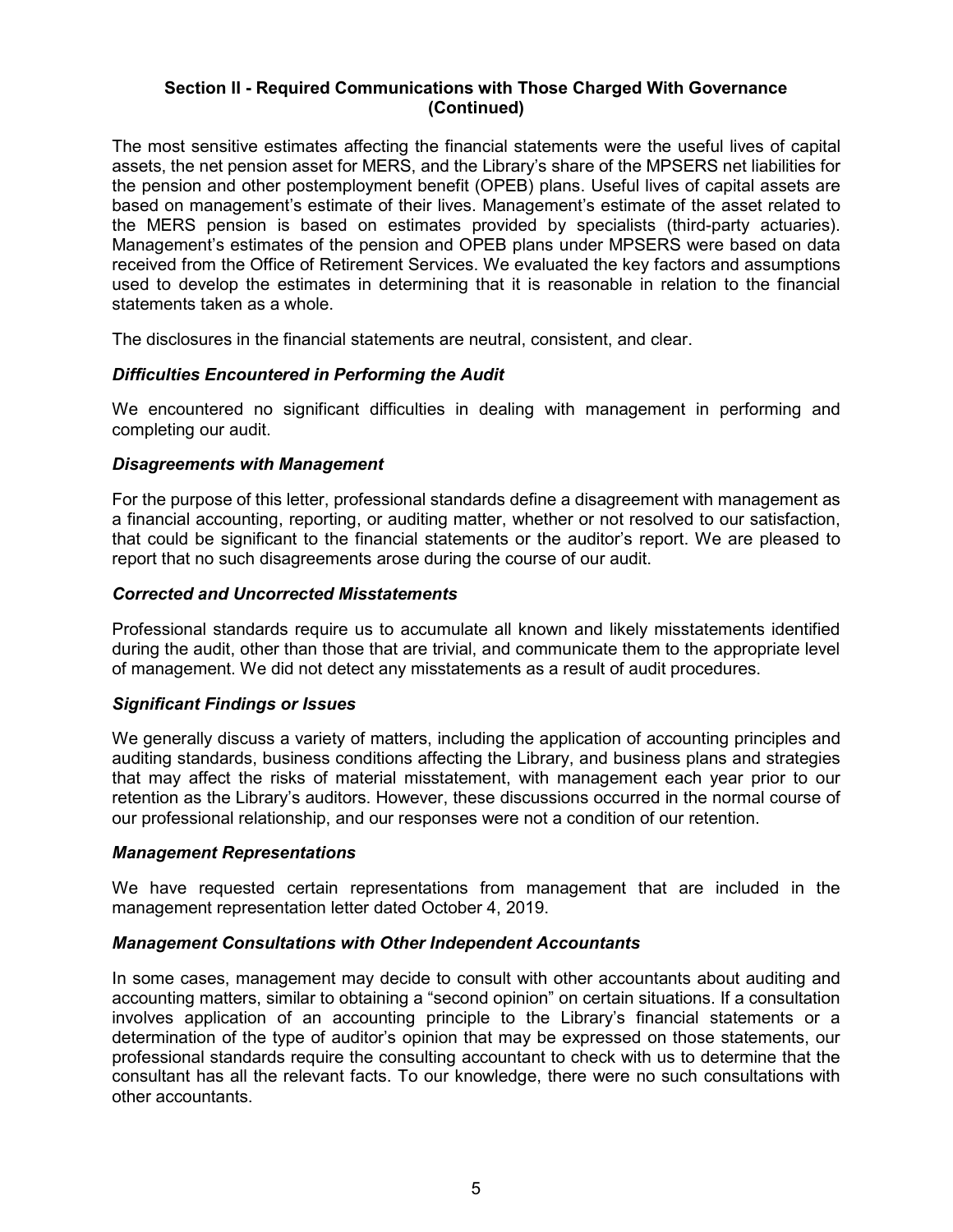## Section II - Required Communications with Those Charged With Governance (Continued)

The most sensitive estimates affecting the financial statements were the useful lives of capital assets, the net pension asset for MERS, and the Library's share of the MPSERS net liabilities for the pension and other postemployment benefit (OPEB) plans. Useful lives of capital assets are based on management's estimate of their lives. Management's estimate of the asset related to the MERS pension is based on estimates provided by specialists (third-party actuaries). Management's estimates of the pension and OPEB plans under MPSERS were based on data received from the Office of Retirement Services. We evaluated the key factors and assumptions used to develop the estimates in determining that it is reasonable in relation to the financial statements taken as a whole.

The disclosures in the financial statements are neutral, consistent, and clear.

### *Difficulties Encountered in Performing the Audit*

We encountered no significant difficulties in dealing with management in performing and completing our audit.

### *Disagreements with Management*

For the purpose of this letter, professional standards define a disagreement with management as a financial accounting, reporting, or auditing matter, whether or not resolved to our satisfaction, that could be significant to the financial statements or the auditor's report. We are pleased to report that no such disagreements arose during the course of our audit.

### *Corrected and Uncorrected Misstatements*

Professional standards require us to accumulate all known and likely misstatements identified during the audit, other than those that are trivial, and communicate them to the appropriate level of management. We did not detect any misstatements as a result of audit procedures.

### *Significant Findings or Issues*

We generally discuss a variety of matters, including the application of accounting principles and auditing standards, business conditions affecting the Library, and business plans and strategies that may affect the risks of material misstatement, with management each year prior to our retention as the Library's auditors. However, these discussions occurred in the normal course of our professional relationship, and our responses were not a condition of our retention.

### *Management Representations*

We have requested certain representations from management that are included in the management representation letter dated October 4, 2019.

### *Management Consultations with Other Independent Accountants*

In some cases, management may decide to consult with other accountants about auditing and accounting matters, similar to obtaining a "second opinion" on certain situations. If a consultation involves application of an accounting principle to the Library's financial statements or a determination of the type of auditor's opinion that may be expressed on those statements, our professional standards require the consulting accountant to check with us to determine that the consultant has all the relevant facts. To our knowledge, there were no such consultations with other accountants.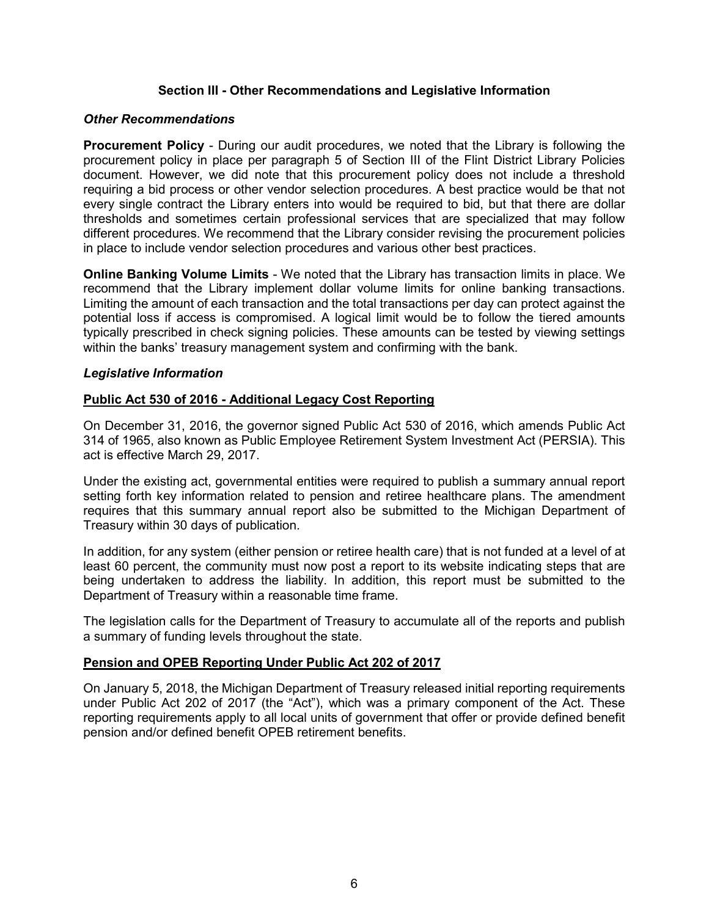## Section III - Other Recommendations and Legislative Information

### *Other Recommendations*

**Procurement Policy** - During our audit procedures, we noted that the Library is following the procurement policy in place per paragraph 5 of Section III of the Flint District Library Policies document. However, we did note that this procurement policy does not include a threshold requiring a bid process or other vendor selection procedures. A best practice would be that not every single contract the Library enters into would be required to bid, but that there are dollar thresholds and sometimes certain professional services that are specialized that may follow different procedures. We recommend that the Library consider revising the procurement policies in place to include vendor selection procedures and various other best practices.

**Online Banking Volume Limits** - We noted that the Library has transaction limits in place. We recommend that the Library implement dollar volume limits for online banking transactions. Limiting the amount of each transaction and the total transactions per day can protect against the potential loss if access is compromised. A logical limit would be to follow the tiered amounts typically prescribed in check signing policies. These amounts can be tested by viewing settings within the banks' treasury management system and confirming with the bank.

### *Legislative Information*

#### Public Act 530 of 2016 - Additional Legacy Cost Reporting

On December 31, 2016, the governor signed Public Act 530 of 2016, which amends Public Act 314 of 1965, also known as Public Employee Retirement System Investment Act (PERSIA). This act is effective March 29, 2017.

Under the existing act, governmental entities were required to publish a summary annual report setting forth key information related to pension and retiree healthcare plans. The amendment requires that this summary annual report also be submitted to the Michigan Department of Treasury within 30 days of publication.

In addition, for any system (either pension or retiree health care) that is not funded at a level of at least 60 percent, the community must now post a report to its website indicating steps that are being undertaken to address the liability. In addition, this report must be submitted to the Department of Treasury within a reasonable time frame.

The legislation calls for the Department of Treasury to accumulate all of the reports and publish a summary of funding levels throughout the state.

#### Pension and OPEB Reporting Under Public Act 202 of 2017

On January 5, 2018, the Michigan Department of Treasury released initial reporting requirements under Public Act 202 of 2017 (the "Act"), which was a primary component of the Act. These reporting requirements apply to all local units of government that offer or provide defined benefit pension and/or defined benefit OPEB retirement benefits.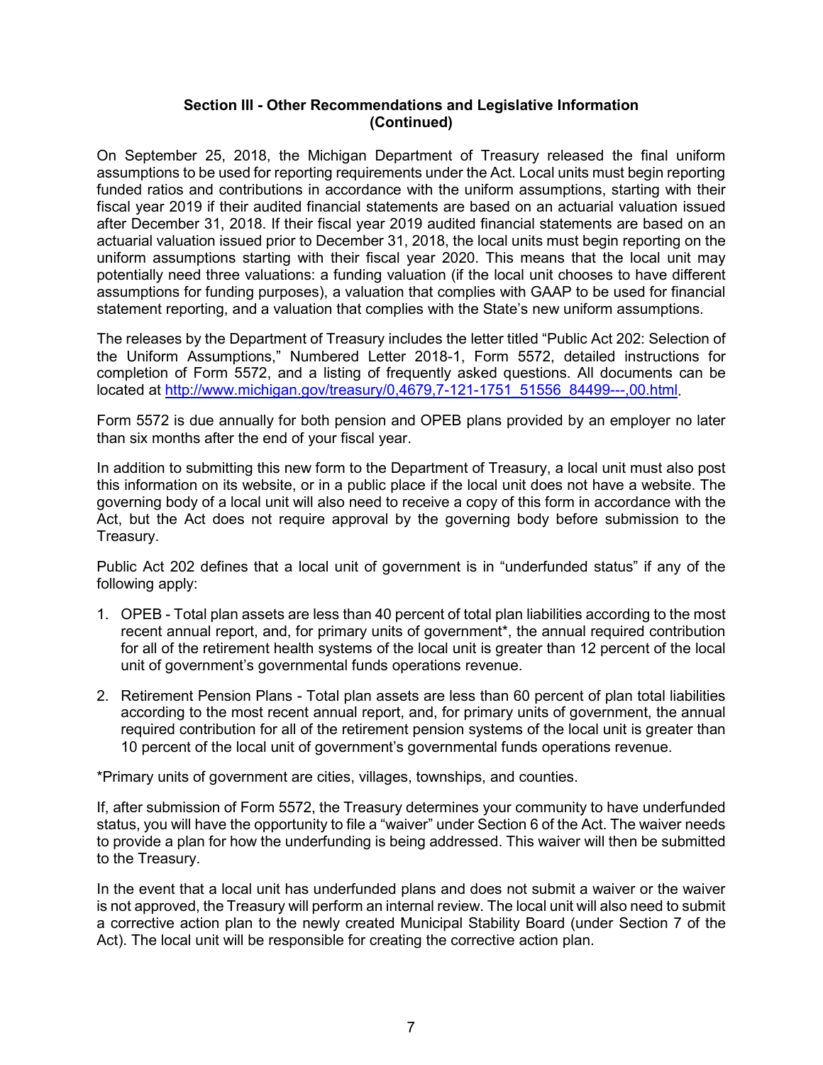## Section III - Other Recommendations and Legislative Information (Continued)

On September 25, 2018, the Michigan Department of Treasury released the final uniform assumptions to be used for reporting requirements under the Act. Local units must begin reporting funded ratios and contributions in accordance with the uniform assumptions, starting with their fiscal year 2019 if their audited financial statements are based on an actuarial valuation issued after December 31, 2018. If their fiscal year 2019 audited financial statements are based on an actuarial valuation issued prior to December 31, 2018, the local units must begin reporting on the uniform assumptions starting with their fiscal year 2020. This means that the local unit may potentially need three valuations: a funding valuation (if the local unit chooses to have different assumptions for funding purposes), a valuation that complies with GAAP to be used for financial statement reporting, and a valuation that complies with the State's new uniform assumptions.

The releases by the Department of Treasury includes the letter titled "Public Act 202: Selection of the Uniform Assumptions," Numbered Letter 2018-1, Form 5572, detailed instructions for completion of Form 5572, and a listing of frequently asked questions. All documents can be located at [http://www.michigan.gov/treasury/0,4679,7-121-1751_51556_84499---,00.html](http://www.michigan.gov/treasury/0,4679,7-121-1751_51556_84499---,00.html).

Form 5572 is due annually for both pension and OPEB plans provided by an employer no later than six months after the end of your fiscal year.

In addition to submitting this new form to the Department of Treasury, a local unit must also post this information on its website, or in a public place if the local unit does not have a website. The governing body of a local unit will also need to receive a copy of this form in accordance with the Act, but the Act does not require approval by the governing body before submission to the Treasury.

Public Act 202 defines that a local unit of government is in "underfunded status" if any of the following apply:

1. OPEB - Total plan assets are less than 40 percent of total plan liabilities according to the most recent annual report, and, for primary units of government*, the annual required contribution for all of the retirement health systems of the local unit is greater than 12 percent of the local unit of government's governmental funds operations revenue.
2. Retirement Pension Plans - Total plan assets are less than 60 percent of plan total liabilities according to the most recent annual report, and, for primary units of government, the annual required contribution for all of the retirement pension systems of the local unit is greater than 10 percent of the local unit of government's governmental funds operations revenue.

*Primary units of government are cities, villages, townships, and counties.

If, after submission of Form 5572, the Treasury determines your community to have underfunded status, you will have the opportunity to file a "waiver" under Section 6 of the Act. The waiver needs to provide a plan for how the underfunding is being addressed. This waiver will then be submitted to the Treasury.

In the event that a local unit has underfunded plans and does not submit a waiver or the waiver is not approved, the Treasury will perform an internal review. The local unit will also need to submit a corrective action plan to the newly created Municipal Stability Board (under Section 7 of the Act). The local unit will be responsible for creating the corrective action plan.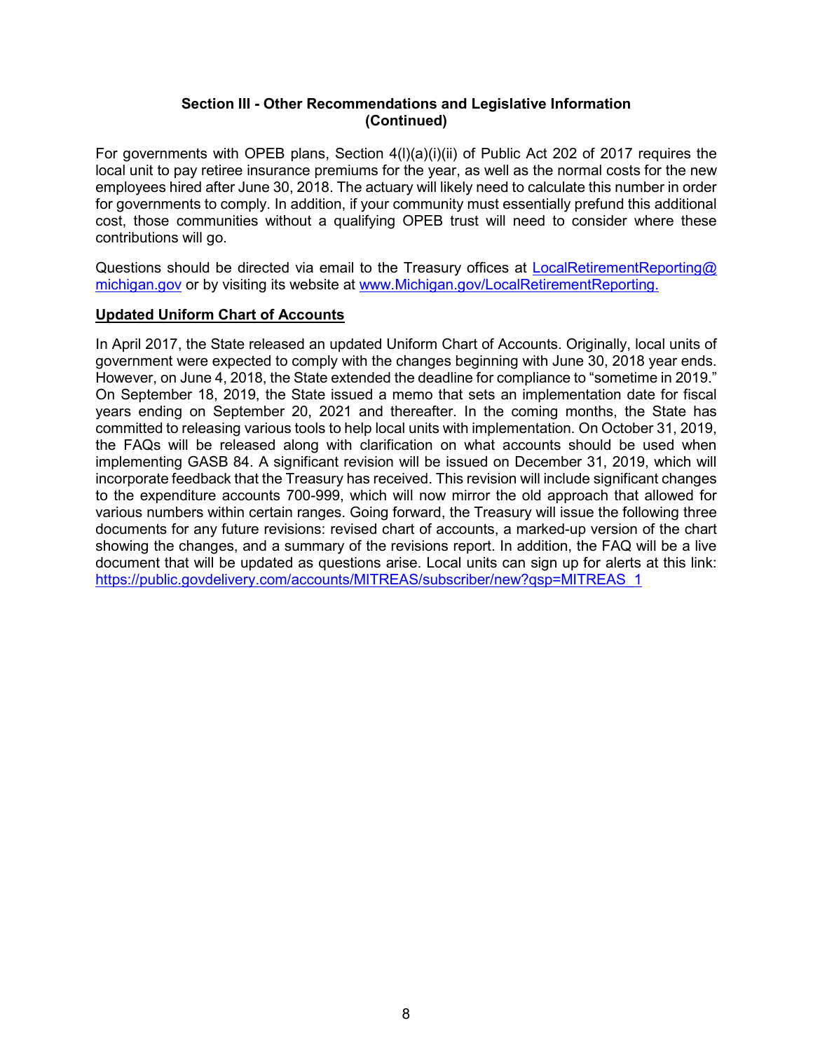**Section III - Other Recommendations and Legislative Information (Continued)**

For governments with OPEB plans, Section 4(l)(a)(i)(ii) of Public Act 202 of 2017 requires the local unit to pay retiree insurance premiums for the year, as well as the normal costs for the new employees hired after June 30, 2018. The actuary will likely need to calculate this number in order for governments to comply. In addition, if your community must essentially prefund this additional cost, those communities without a qualifying OPEB trust will need to consider where these contributions will go.

Questions should be directed via email to the Treasury offices at LocalRetirementReporting@michigan.gov or by visiting its website at www.Michigan.gov/LocalRetirementReporting.

## Updated Uniform Chart of Accounts

In April 2017, the State released an updated Uniform Chart of Accounts. Originally, local units of government were expected to comply with the changes beginning with June 30, 2018 year ends. However, on June 4, 2018, the State extended the deadline for compliance to "sometime in 2019." On September 18, 2019, the State issued a memo that sets an implementation date for fiscal years ending on September 20, 2021 and thereafter. In the coming months, the State has committed to releasing various tools to help local units with implementation. On October 31, 2019, the FAQs will be released along with clarification on what accounts should be used when implementing GASB 84. A significant revision will be issued on December 31, 2019, which will incorporate feedback that the Treasury has received. This revision will include significant changes to the expenditure accounts 700-999, which will now mirror the old approach that allowed for various numbers within certain ranges. Going forward, the Treasury will issue the following three documents for any future revisions: revised chart of accounts, a marked-up version of the chart showing the changes, and a summary of the revisions report. In addition, the FAQ will be a live document that will be updated as questions arise. Local units can sign up for alerts at this link: https://public.govdelivery.com/accounts/MITREAS/subscriber/new?qsp=MITREAS_1